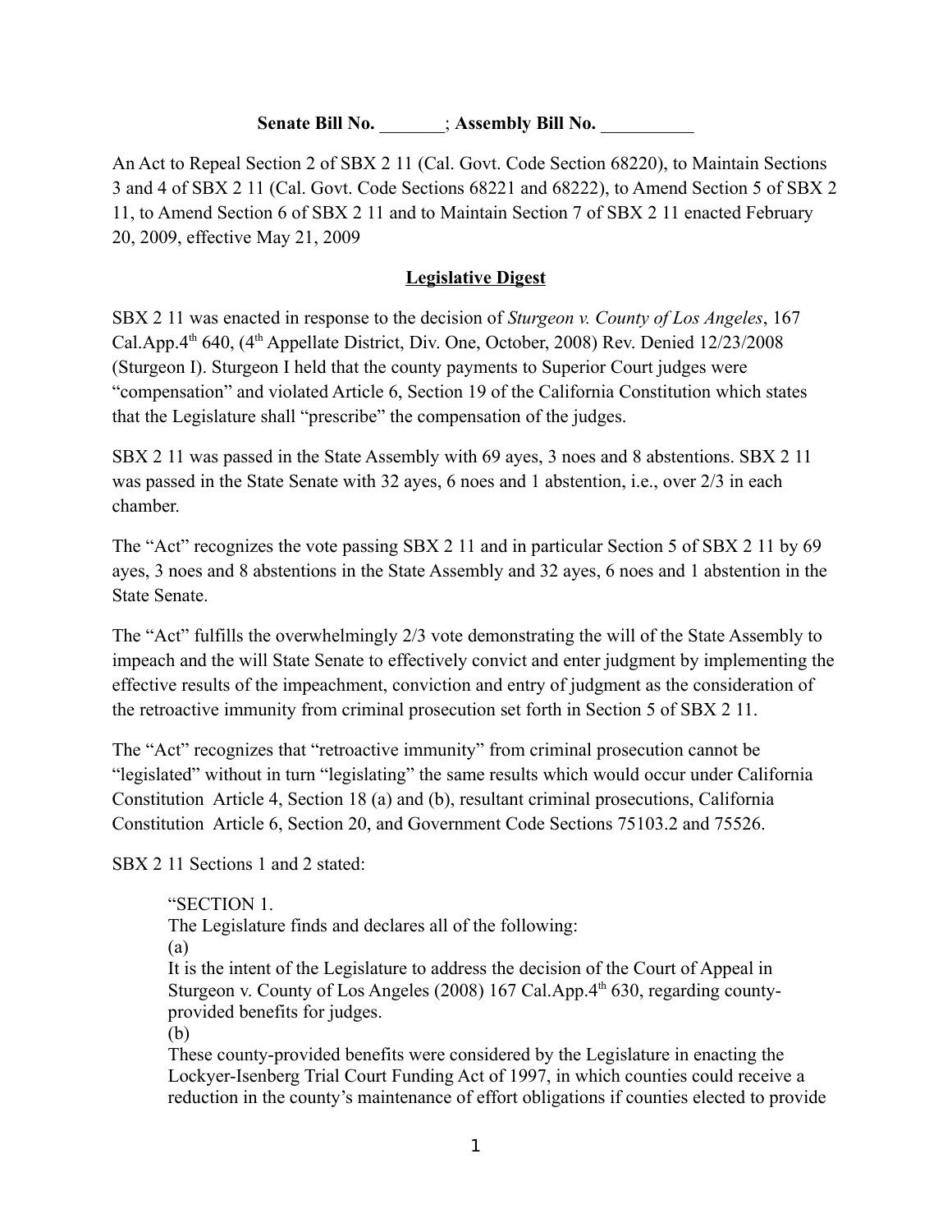**Senate Bill No. _______; Assembly Bill No. __________**

An Act to Repeal Section 2 of SBX 2 11 (Cal. Govt. Code Section 68220), to Maintain Sections 3 and 4 of SBX 2 11 (Cal. Govt. Code Sections 68221 and 68222), to Amend Section 5 of SBX 2 11, to Amend Section 6 of SBX 2 11 and to Maintain Section 7 of SBX 2 11 enacted February 20, 2009, effective May 21, 2009

## Legislative Digest

SBX 2 11 was enacted in response to the decision of *Sturgeon v. County of Los Angeles*, 167 Cal.App.4th 640, (4th Appellate District, Div. One, October, 2008) Rev. Denied 12/23/2008 (Sturgeon I). Sturgeon I held that the county payments to Superior Court judges were "compensation" and violated Article 6, Section 19 of the California Constitution which states that the Legislature shall "prescribe" the compensation of the judges.

SBX 2 11 was passed in the State Assembly with 69 ayes, 3 noes and 8 abstentions. SBX 2 11 was passed in the State Senate with 32 ayes, 6 noes and 1 abstention, i.e., over 2/3 in each chamber.

The "Act" recognizes the vote passing SBX 2 11 and in particular Section 5 of SBX 2 11 by 69 ayes, 3 noes and 8 abstentions in the State Assembly and 32 ayes, 6 noes and 1 abstention in the State Senate.

The "Act" fulfills the overwhelmingly 2/3 vote demonstrating the will of the State Assembly to impeach and the will State Senate to effectively convict and enter judgment by implementing the effective results of the impeachment, conviction and entry of judgment as the consideration of the retroactive immunity from criminal prosecution set forth in Section 5 of SBX 2 11.

The "Act" recognizes that "retroactive immunity" from criminal prosecution cannot be "legislated" without in turn "legislating" the same results which would occur under California Constitution Article 4, Section 18 (a) and (b), resultant criminal prosecutions, California Constitution Article 6, Section 20, and Government Code Sections 75103.2 and 75526.

SBX 2 11 Sections 1 and 2 stated:

> "SECTION 1.
> The Legislature finds and declares all of the following:
> (a)
> It is the intent of the Legislature to address the decision of the Court of Appeal in Sturgeon v. County of Los Angeles (2008) 167 Cal.App.4th 630, regarding county-provided benefits for judges.
> (b)
> These county-provided benefits were considered by the Legislature in enacting the Lockyer-Isenberg Trial Court Funding Act of 1997, in which counties could receive a reduction in the county's maintenance of effort obligations if counties elected to provide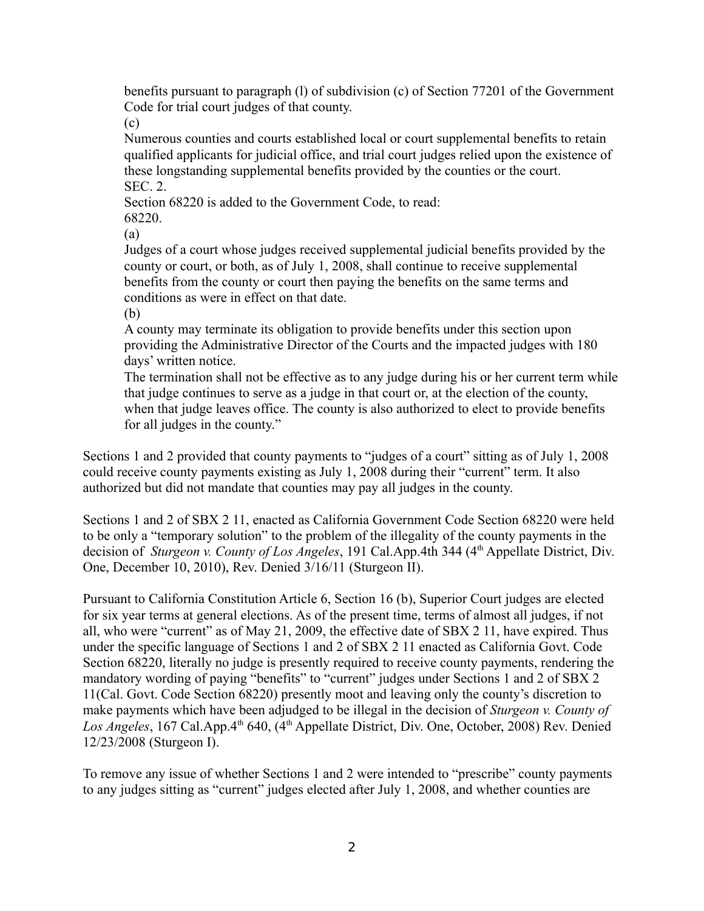benefits pursuant to paragraph (l) of subdivision (c) of Section 77201 of the Government Code for trial court judges of that county.

(c)

Numerous counties and courts established local or court supplemental benefits to retain qualified applicants for judicial office, and trial court judges relied upon the existence of these longstanding supplemental benefits provided by the counties or the court.

SEC. 2.

Section 68220 is added to the Government Code, to read:

68220.

(a)

Judges of a court whose judges received supplemental judicial benefits provided by the county or court, or both, as of July 1, 2008, shall continue to receive supplemental benefits from the county or court then paying the benefits on the same terms and conditions as were in effect on that date.

(b)

A county may terminate its obligation to provide benefits under this section upon providing the Administrative Director of the Courts and the impacted judges with 180 days' written notice.

The termination shall not be effective as to any judge during his or her current term while that judge continues to serve as a judge in that court or, at the election of the county, when that judge leaves office. The county is also authorized to elect to provide benefits for all judges in the county."

Sections 1 and 2 provided that county payments to "judges of a court" sitting as of July 1, 2008 could receive county payments existing as July 1, 2008 during their "current" term. It also authorized but did not mandate that counties may pay all judges in the county.

Sections 1 and 2 of SBX 2 11, enacted as California Government Code Section 68220 were held to be only a "temporary solution" to the problem of the illegality of the county payments in the decision of *Sturgeon v. County of Los Angeles*, 191 Cal.App.4th 344 (4th Appellate District, Div. One, December 10, 2010), Rev. Denied 3/16/11 (Sturgeon II).

Pursuant to California Constitution Article 6, Section 16 (b), Superior Court judges are elected for six year terms at general elections. As of the present time, terms of almost all judges, if not all, who were "current" as of May 21, 2009, the effective date of SBX 2 11, have expired. Thus under the specific language of Sections 1 and 2 of SBX 2 11 enacted as California Govt. Code Section 68220, literally no judge is presently required to receive county payments, rendering the mandatory wording of paying "benefits" to "current" judges under Sections 1 and 2 of SBX 2 11(Cal. Govt. Code Section 68220) presently moot and leaving only the county's discretion to make payments which have been adjudged to be illegal in the decision of *Sturgeon v. County of Los Angeles*, 167 Cal.App.4th 640, (4th Appellate District, Div. One, October, 2008) Rev. Denied 12/23/2008 (Sturgeon I).

To remove any issue of whether Sections 1 and 2 were intended to "prescribe" county payments to any judges sitting as "current" judges elected after July 1, 2008, and whether counties are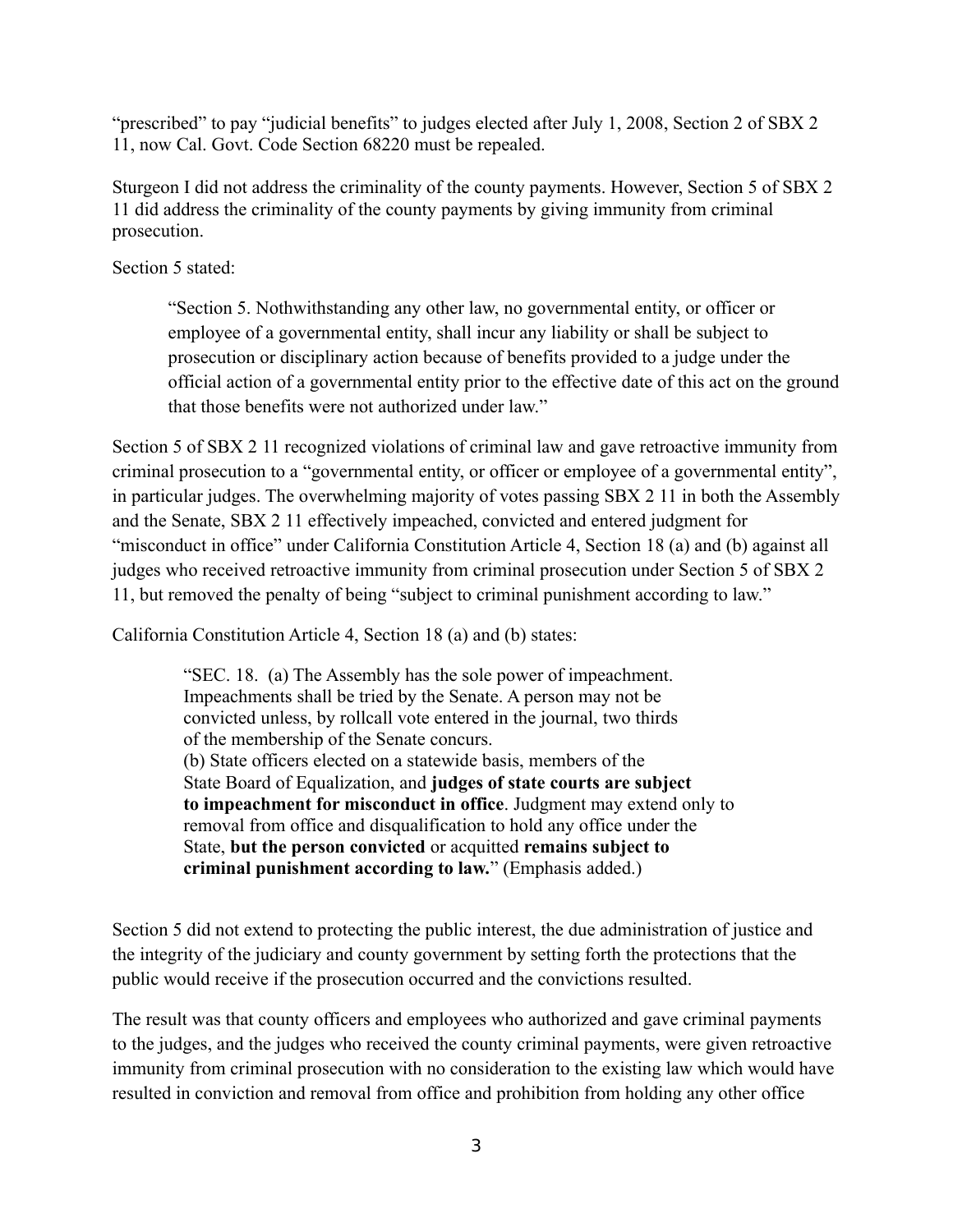"prescribed" to pay "judicial benefits" to judges elected after July 1, 2008, Section 2 of SBX 2 11, now Cal. Govt. Code Section 68220 must be repealed.

Sturgeon I did not address the criminality of the county payments. However, Section 5 of SBX 2 11 did address the criminality of the county payments by giving immunity from criminal prosecution.

Section 5 stated:

> "Section 5. Nothwithstanding any other law, no governmental entity, or officer or employee of a governmental entity, shall incur any liability or shall be subject to prosecution or disciplinary action because of benefits provided to a judge under the official action of a governmental entity prior to the effective date of this act on the ground that those benefits were not authorized under law."

Section 5 of SBX 2 11 recognized violations of criminal law and gave retroactive immunity from criminal prosecution to a "governmental entity, or officer or employee of a governmental entity", in particular judges. The overwhelming majority of votes passing SBX 2 11 in both the Assembly and the Senate, SBX 2 11 effectively impeached, convicted and entered judgment for "misconduct in office" under California Constitution Article 4, Section 18 (a) and (b) against all judges who received retroactive immunity from criminal prosecution under Section 5 of SBX 2 11, but removed the penalty of being "subject to criminal punishment according to law."

California Constitution Article 4, Section 18 (a) and (b) states:

> "SEC. 18. (a) The Assembly has the sole power of impeachment. Impeachments shall be tried by the Senate. A person may not be convicted unless, by rollcall vote entered in the journal, two thirds of the membership of the Senate concurs.
> (b) State officers elected on a statewide basis, members of the State Board of Equalization, and **judges of state courts are subject to impeachment for misconduct in office**. Judgment may extend only to removal from office and disqualification to hold any office under the State, **but the person convicted** or acquitted **remains subject to criminal punishment according to law.**" (Emphasis added.)

Section 5 did not extend to protecting the public interest, the due administration of justice and the integrity of the judiciary and county government by setting forth the protections that the public would receive if the prosecution occurred and the convictions resulted.

The result was that county officers and employees who authorized and gave criminal payments to the judges, and the judges who received the county criminal payments, were given retroactive immunity from criminal prosecution with no consideration to the existing law which would have resulted in conviction and removal from office and prohibition from holding any other office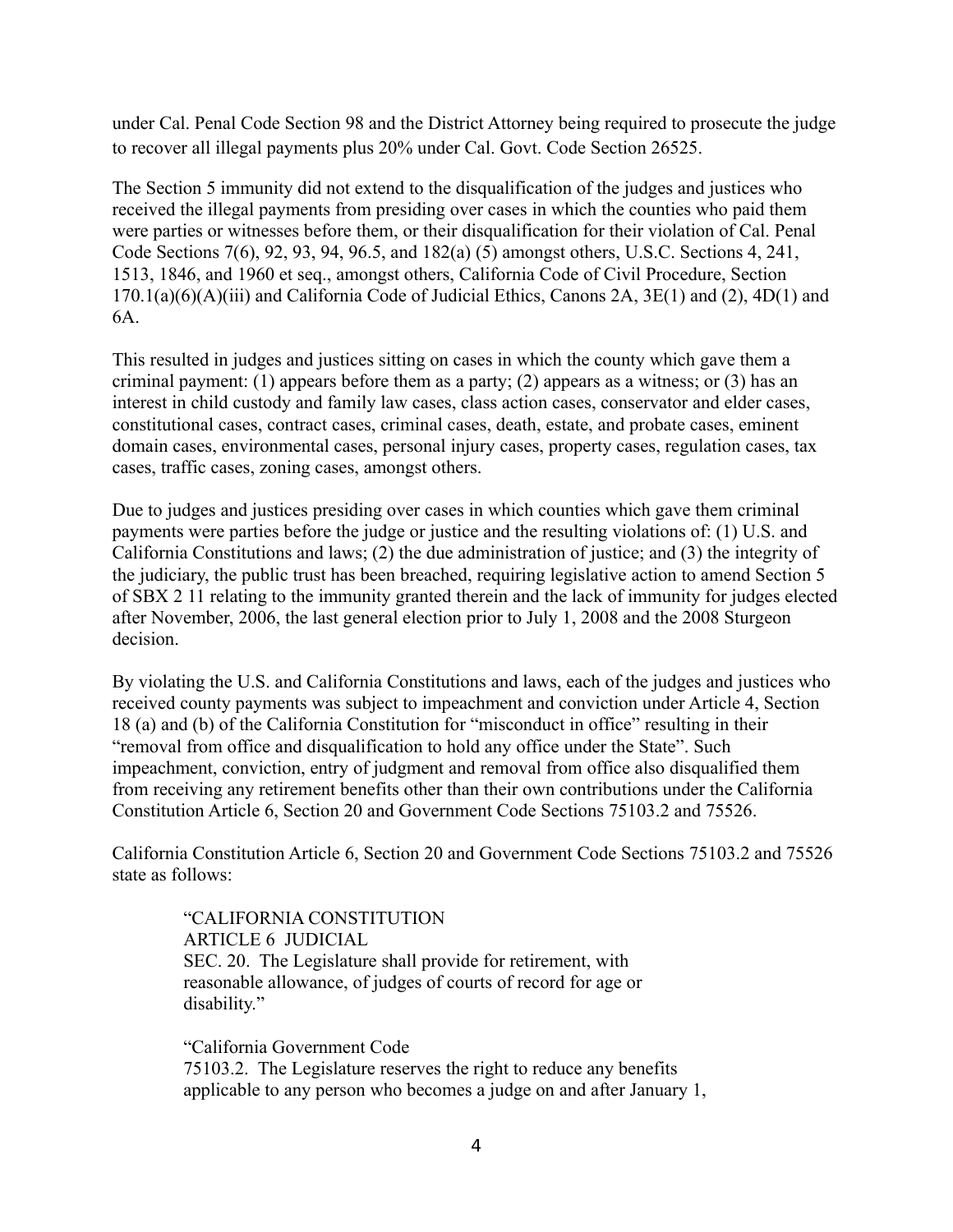under Cal. Penal Code Section 98 and the District Attorney being required to prosecute the judge to recover all illegal payments plus 20% under Cal. Govt. Code Section 26525.

The Section 5 immunity did not extend to the disqualification of the judges and justices who received the illegal payments from presiding over cases in which the counties who paid them were parties or witnesses before them, or their disqualification for their violation of Cal. Penal Code Sections 7(6), 92, 93, 94, 96.5, and 182(a) (5) amongst others, U.S.C. Sections 4, 241, 1513, 1846, and 1960 et seq., amongst others, California Code of Civil Procedure, Section 170.1(a)(6)(A)(iii) and California Code of Judicial Ethics, Canons 2A, 3E(1) and (2), 4D(1) and 6A.

This resulted in judges and justices sitting on cases in which the county which gave them a criminal payment: (1) appears before them as a party; (2) appears as a witness; or (3) has an interest in child custody and family law cases, class action cases, conservator and elder cases, constitutional cases, contract cases, criminal cases, death, estate, and probate cases, eminent domain cases, environmental cases, personal injury cases, property cases, regulation cases, tax cases, traffic cases, zoning cases, amongst others.

Due to judges and justices presiding over cases in which counties which gave them criminal payments were parties before the judge or justice and the resulting violations of: (1) U.S. and California Constitutions and laws; (2) the due administration of justice; and (3) the integrity of the judiciary, the public trust has been breached, requiring legislative action to amend Section 5 of SBX 2 11 relating to the immunity granted therein and the lack of immunity for judges elected after November, 2006, the last general election prior to July 1, 2008 and the 2008 Sturgeon decision.

By violating the U.S. and California Constitutions and laws, each of the judges and justices who received county payments was subject to impeachment and conviction under Article 4, Section 18 (a) and (b) of the California Constitution for "misconduct in office" resulting in their "removal from office and disqualification to hold any office under the State". Such impeachment, conviction, entry of judgment and removal from office also disqualified them from receiving any retirement benefits other than their own contributions under the California Constitution Article 6, Section 20 and Government Code Sections 75103.2 and 75526.

California Constitution Article 6, Section 20 and Government Code Sections 75103.2 and 75526 state as follows:

> "CALIFORNIA CONSTITUTION
> ARTICLE 6 JUDICIAL
> SEC. 20. The Legislature shall provide for retirement, with reasonable allowance, of judges of courts of record for age or disability."
>
> "California Government Code
> 75103.2. The Legislature reserves the right to reduce any benefits applicable to any person who becomes a judge on and after January 1,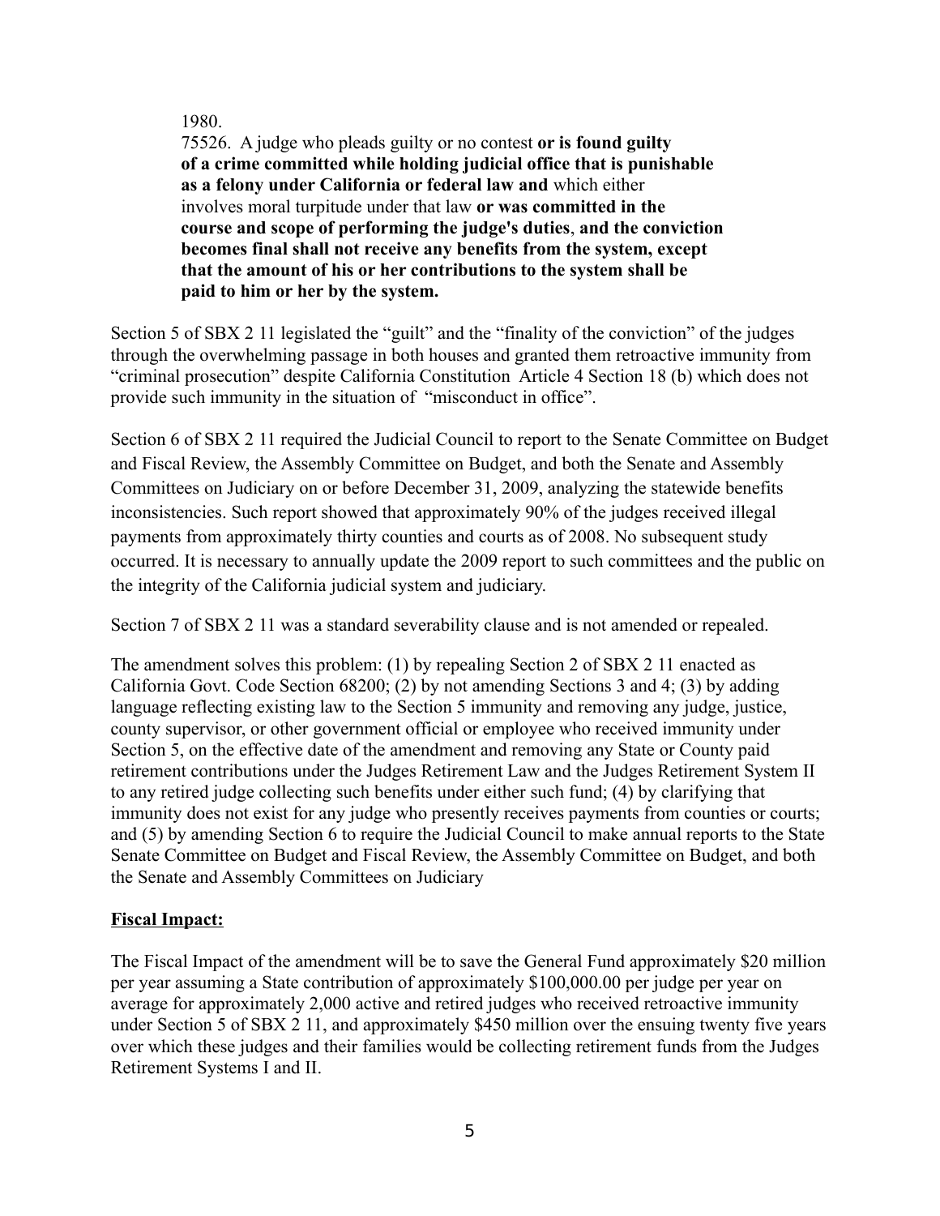1980.

75526. A judge who pleads guilty or no contest **or is found guilty of a crime committed while holding judicial office that is punishable as a felony under California or federal law and** which either involves moral turpitude under that law **or was committed in the course and scope of performing the judge's duties**, **and the conviction becomes final shall not receive any benefits from the system, except that the amount of his or her contributions to the system shall be paid to him or her by the system.**

Section 5 of SBX 2 11 legislated the "guilt" and the "finality of the conviction" of the judges through the overwhelming passage in both houses and granted them retroactive immunity from "criminal prosecution" despite California Constitution Article 4 Section 18 (b) which does not provide such immunity in the situation of "misconduct in office".

Section 6 of SBX 2 11 required the Judicial Council to report to the Senate Committee on Budget and Fiscal Review, the Assembly Committee on Budget, and both the Senate and Assembly Committees on Judiciary on or before December 31, 2009, analyzing the statewide benefits inconsistencies. Such report showed that approximately 90% of the judges received illegal payments from approximately thirty counties and courts as of 2008. No subsequent study occurred. It is necessary to annually update the 2009 report to such committees and the public on the integrity of the California judicial system and judiciary.

Section 7 of SBX 2 11 was a standard severability clause and is not amended or repealed.

The amendment solves this problem: (1) by repealing Section 2 of SBX 2 11 enacted as California Govt. Code Section 68200; (2) by not amending Sections 3 and 4; (3) by adding language reflecting existing law to the Section 5 immunity and removing any judge, justice, county supervisor, or other government official or employee who received immunity under Section 5, on the effective date of the amendment and removing any State or County paid retirement contributions under the Judges Retirement Law and the Judges Retirement System II to any retired judge collecting such benefits under either such fund; (4) by clarifying that immunity does not exist for any judge who presently receives payments from counties or courts; and (5) by amending Section 6 to require the Judicial Council to make annual reports to the State Senate Committee on Budget and Fiscal Review, the Assembly Committee on Budget, and both the Senate and Assembly Committees on Judiciary

**Fiscal Impact:**

The Fiscal Impact of the amendment will be to save the General Fund approximately $20 million per year assuming a State contribution of approximately $100,000.00 per judge per year on average for approximately 2,000 active and retired judges who received retroactive immunity under Section 5 of SBX 2 11, and approximately $450 million over the ensuing twenty five years over which these judges and their families would be collecting retirement funds from the Judges Retirement Systems I and II.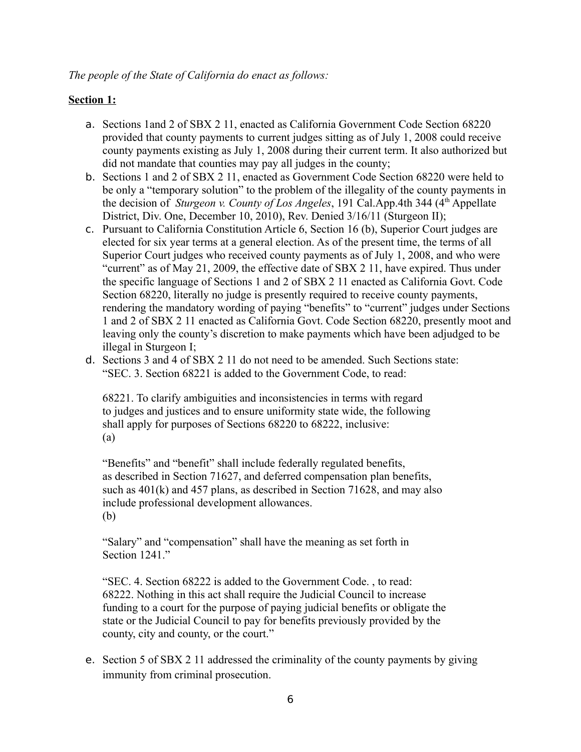*The people of the State of California do enact as follows:*

**Section 1:**

a. Sections 1and 2 of SBX 2 11, enacted as California Government Code Section 68220 provided that county payments to current judges sitting as of July 1, 2008 could receive county payments existing as July 1, 2008 during their current term. It also authorized but did not mandate that counties may pay all judges in the county;

b. Sections 1 and 2 of SBX 2 11, enacted as Government Code Section 68220 were held to be only a "temporary solution" to the problem of the illegality of the county payments in the decision of *Sturgeon v. County of Los Angeles*, 191 Cal.App.4th 344 (4th Appellate District, Div. One, December 10, 2010), Rev. Denied 3/16/11 (Sturgeon II);

c. Pursuant to California Constitution Article 6, Section 16 (b), Superior Court judges are elected for six year terms at a general election. As of the present time, the terms of all Superior Court judges who received county payments as of July 1, 2008, and who were "current" as of May 21, 2009, the effective date of SBX 2 11, have expired. Thus under the specific language of Sections 1 and 2 of SBX 2 11 enacted as California Govt. Code Section 68220, literally no judge is presently required to receive county payments, rendering the mandatory wording of paying "benefits" to "current" judges under Sections 1 and 2 of SBX 2 11 enacted as California Govt. Code Section 68220, presently moot and leaving only the county's discretion to make payments which have been adjudged to be illegal in Sturgeon I;

d. Sections 3 and 4 of SBX 2 11 do not need to be amended. Such Sections state: "SEC. 3. Section 68221 is added to the Government Code, to read:

   68221. To clarify ambiguities and inconsistencies in terms with regard to judges and justices and to ensure uniformity state wide, the following shall apply for purposes of Sections 68220 to 68222, inclusive:
   (a)

   "Benefits" and "benefit" shall include federally regulated benefits, as described in Section 71627, and deferred compensation plan benefits, such as 401(k) and 457 plans, as described in Section 71628, and may also include professional development allowances.
   (b)

   "Salary" and "compensation" shall have the meaning as set forth in Section 1241."

   "SEC. 4. Section 68222 is added to the Government Code. , to read:
   68222. Nothing in this act shall require the Judicial Council to increase funding to a court for the purpose of paying judicial benefits or obligate the state or the Judicial Council to pay for benefits previously provided by the county, city and county, or the court."

e. Section 5 of SBX 2 11 addressed the criminality of the county payments by giving immunity from criminal prosecution.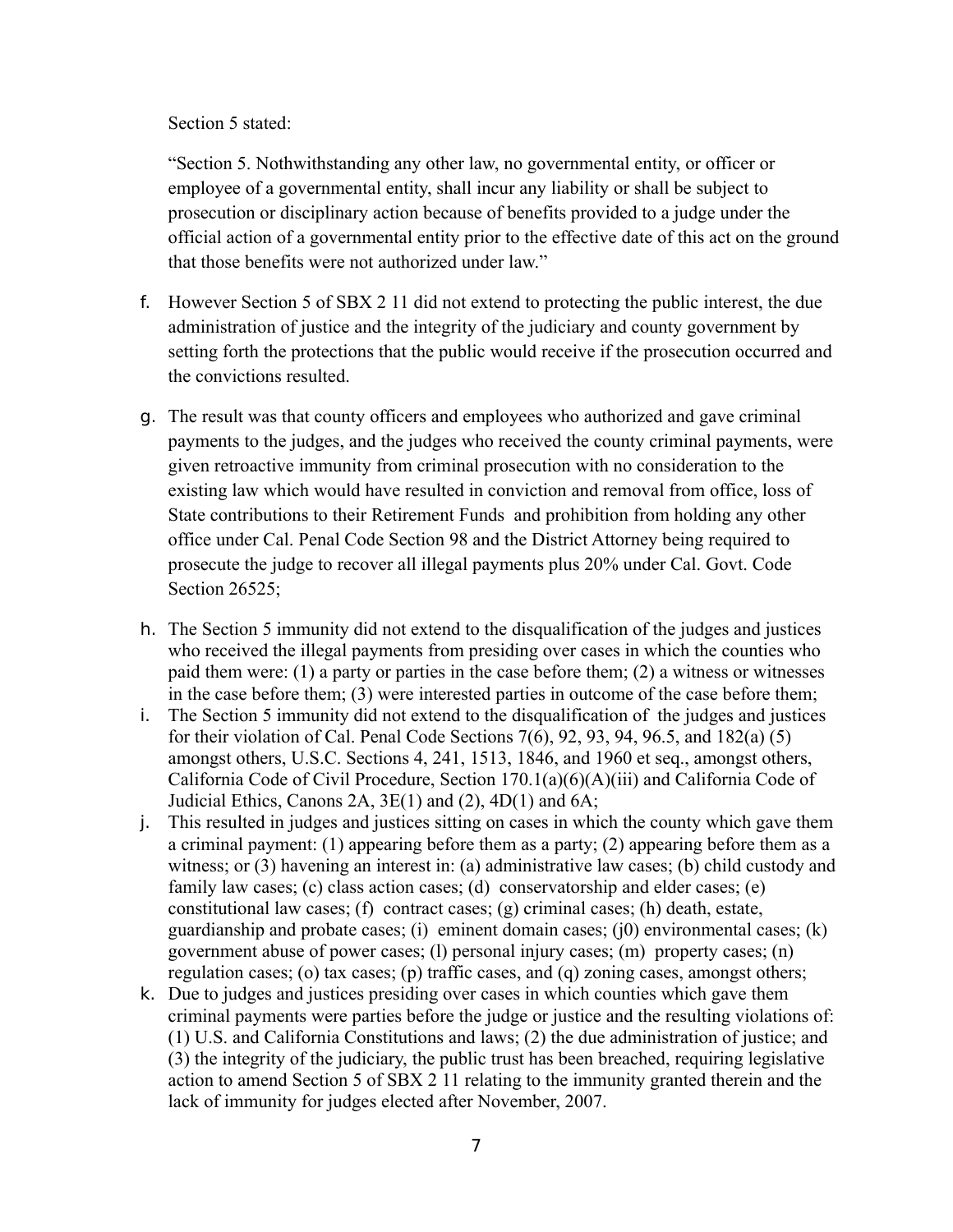Section 5 stated:

"Section 5. Nothwithstanding any other law, no governmental entity, or officer or employee of a governmental entity, shall incur any liability or shall be subject to prosecution or disciplinary action because of benefits provided to a judge under the official action of a governmental entity prior to the effective date of this act on the ground that those benefits were not authorized under law."

f. However Section 5 of SBX 2 11 did not extend to protecting the public interest, the due administration of justice and the integrity of the judiciary and county government by setting forth the protections that the public would receive if the prosecution occurred and the convictions resulted.

g. The result was that county officers and employees who authorized and gave criminal payments to the judges, and the judges who received the county criminal payments, were given retroactive immunity from criminal prosecution with no consideration to the existing law which would have resulted in conviction and removal from office, loss of State contributions to their Retirement Funds and prohibition from holding any other office under Cal. Penal Code Section 98 and the District Attorney being required to prosecute the judge to recover all illegal payments plus 20% under Cal. Govt. Code Section 26525;

h. The Section 5 immunity did not extend to the disqualification of the judges and justices who received the illegal payments from presiding over cases in which the counties who paid them were: (1) a party or parties in the case before them; (2) a witness or witnesses in the case before them; (3) were interested parties in outcome of the case before them;

i. The Section 5 immunity did not extend to the disqualification of the judges and justices for their violation of Cal. Penal Code Sections 7(6), 92, 93, 94, 96.5, and 182(a) (5) amongst others, U.S.C. Sections 4, 241, 1513, 1846, and 1960 et seq., amongst others, California Code of Civil Procedure, Section 170.1(a)(6)(A)(iii) and California Code of Judicial Ethics, Canons 2A, 3E(1) and (2), 4D(1) and 6A;

j. This resulted in judges and justices sitting on cases in which the county which gave them a criminal payment: (1) appearing before them as a party; (2) appearing before them as a witness; or (3) havening an interest in: (a) administrative law cases; (b) child custody and family law cases; (c) class action cases; (d) conservatorship and elder cases; (e) constitutional law cases; (f) contract cases; (g) criminal cases; (h) death, estate, guardianship and probate cases; (i) eminent domain cases; (j0) environmental cases; (k) government abuse of power cases; (l) personal injury cases; (m) property cases; (n) regulation cases; (o) tax cases; (p) traffic cases, and (q) zoning cases, amongst others;

k. Due to judges and justices presiding over cases in which counties which gave them criminal payments were parties before the judge or justice and the resulting violations of: (1) U.S. and California Constitutions and laws; (2) the due administration of justice; and (3) the integrity of the judiciary, the public trust has been breached, requiring legislative action to amend Section 5 of SBX 2 11 relating to the immunity granted therein and the lack of immunity for judges elected after November, 2007.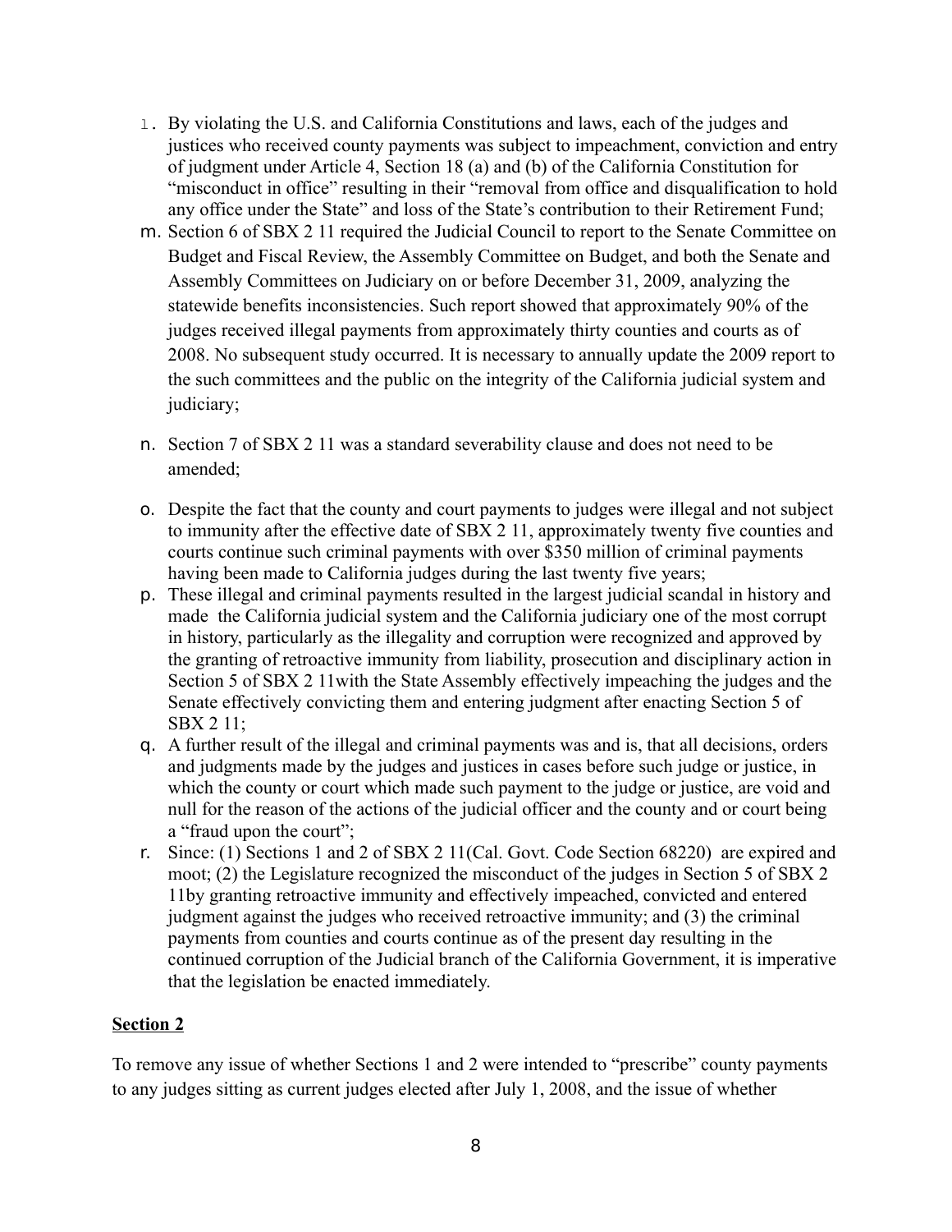l. By violating the U.S. and California Constitutions and laws, each of the judges and justices who received county payments was subject to impeachment, conviction and entry of judgment under Article 4, Section 18 (a) and (b) of the California Constitution for "misconduct in office" resulting in their "removal from office and disqualification to hold any office under the State" and loss of the State's contribution to their Retirement Fund;

m. Section 6 of SBX 2 11 required the Judicial Council to report to the Senate Committee on Budget and Fiscal Review, the Assembly Committee on Budget, and both the Senate and Assembly Committees on Judiciary on or before December 31, 2009, analyzing the statewide benefits inconsistencies. Such report showed that approximately 90% of the judges received illegal payments from approximately thirty counties and courts as of 2008. No subsequent study occurred. It is necessary to annually update the 2009 report to the such committees and the public on the integrity of the California judicial system and judiciary;

n. Section 7 of SBX 2 11 was a standard severability clause and does not need to be amended;

o. Despite the fact that the county and court payments to judges were illegal and not subject to immunity after the effective date of SBX 2 11, approximately twenty five counties and courts continue such criminal payments with over $350 million of criminal payments having been made to California judges during the last twenty five years;

p. These illegal and criminal payments resulted in the largest judicial scandal in history and made the California judicial system and the California judiciary one of the most corrupt in history, particularly as the illegality and corruption were recognized and approved by the granting of retroactive immunity from liability, prosecution and disciplinary action in Section 5 of SBX 2 11with the State Assembly effectively impeaching the judges and the Senate effectively convicting them and entering judgment after enacting Section 5 of SBX 2 11;

q. A further result of the illegal and criminal payments was and is, that all decisions, orders and judgments made by the judges and justices in cases before such judge or justice, in which the county or court which made such payment to the judge or justice, are void and null for the reason of the actions of the judicial officer and the county and or court being a "fraud upon the court";

r. Since: (1) Sections 1 and 2 of SBX 2 11(Cal. Govt. Code Section 68220) are expired and moot; (2) the Legislature recognized the misconduct of the judges in Section 5 of SBX 2 11by granting retroactive immunity and effectively impeached, convicted and entered judgment against the judges who received retroactive immunity; and (3) the criminal payments from counties and courts continue as of the present day resulting in the continued corruption of the Judicial branch of the California Government, it is imperative that the legislation be enacted immediately.

**Section 2**

To remove any issue of whether Sections 1 and 2 were intended to "prescribe" county payments to any judges sitting as current judges elected after July 1, 2008, and the issue of whether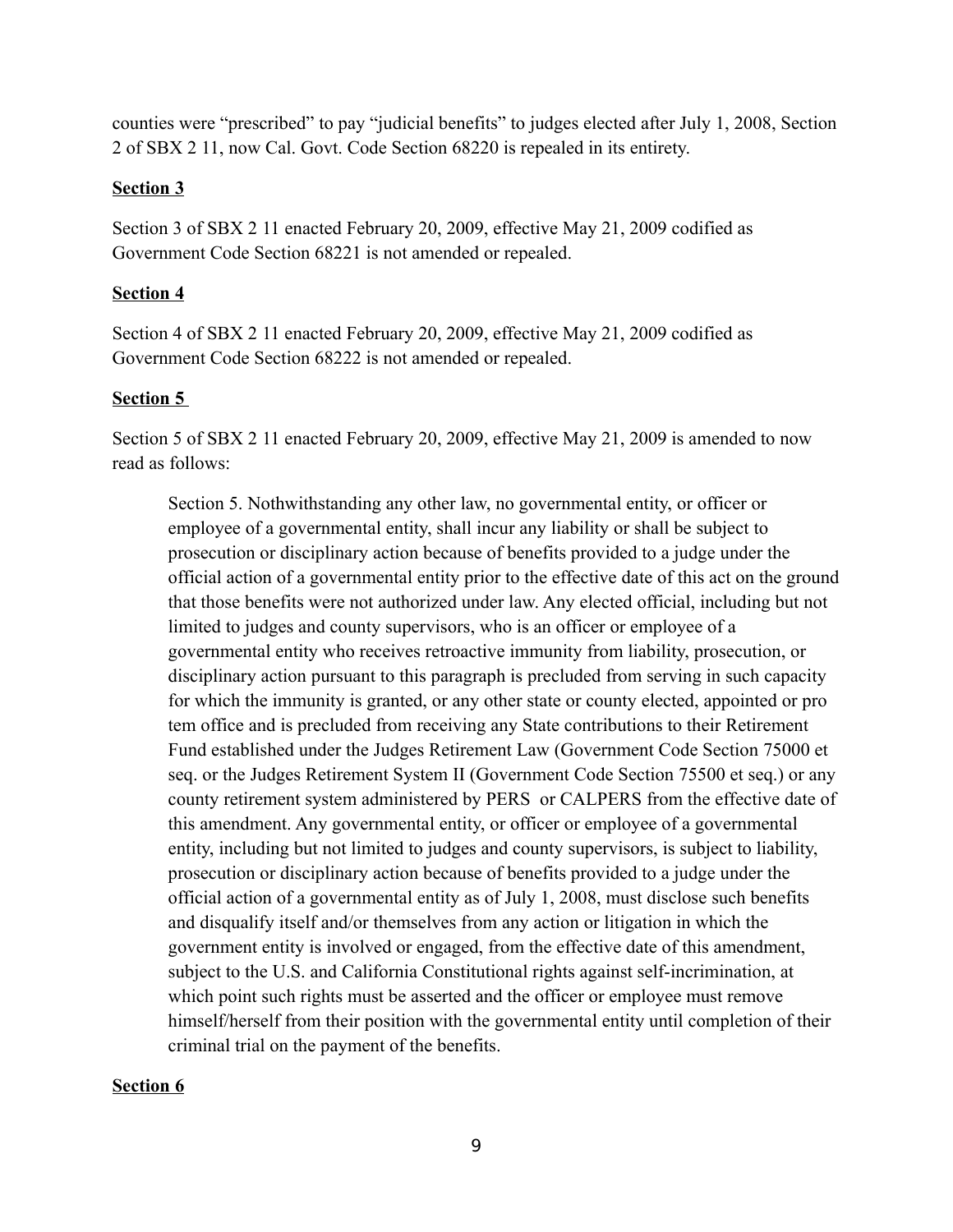counties were "prescribed" to pay "judicial benefits" to judges elected after July 1, 2008, Section 2 of SBX 2 11, now Cal. Govt. Code Section 68220 is repealed in its entirety.

**Section 3**

Section 3 of SBX 2 11 enacted February 20, 2009, effective May 21, 2009 codified as Government Code Section 68221 is not amended or repealed.

**Section 4**

Section 4 of SBX 2 11 enacted February 20, 2009, effective May 21, 2009 codified as Government Code Section 68222 is not amended or repealed.

**Section 5**

Section 5 of SBX 2 11 enacted February 20, 2009, effective May 21, 2009 is amended to now read as follows:

> Section 5. Nothwithstanding any other law, no governmental entity, or officer or employee of a governmental entity, shall incur any liability or shall be subject to prosecution or disciplinary action because of benefits provided to a judge under the official action of a governmental entity prior to the effective date of this act on the ground that those benefits were not authorized under law. Any elected official, including but not limited to judges and county supervisors, who is an officer or employee of a governmental entity who receives retroactive immunity from liability, prosecution, or disciplinary action pursuant to this paragraph is precluded from serving in such capacity for which the immunity is granted, or any other state or county elected, appointed or pro tem office and is precluded from receiving any State contributions to their Retirement Fund established under the Judges Retirement Law (Government Code Section 75000 et seq. or the Judges Retirement System II (Government Code Section 75500 et seq.) or any county retirement system administered by PERS or CALPERS from the effective date of this amendment. Any governmental entity, or officer or employee of a governmental entity, including but not limited to judges and county supervisors, is subject to liability, prosecution or disciplinary action because of benefits provided to a judge under the official action of a governmental entity as of July 1, 2008, must disclose such benefits and disqualify itself and/or themselves from any action or litigation in which the government entity is involved or engaged, from the effective date of this amendment, subject to the U.S. and California Constitutional rights against self-incrimination, at which point such rights must be asserted and the officer or employee must remove himself/herself from their position with the governmental entity until completion of their criminal trial on the payment of the benefits.

**Section 6**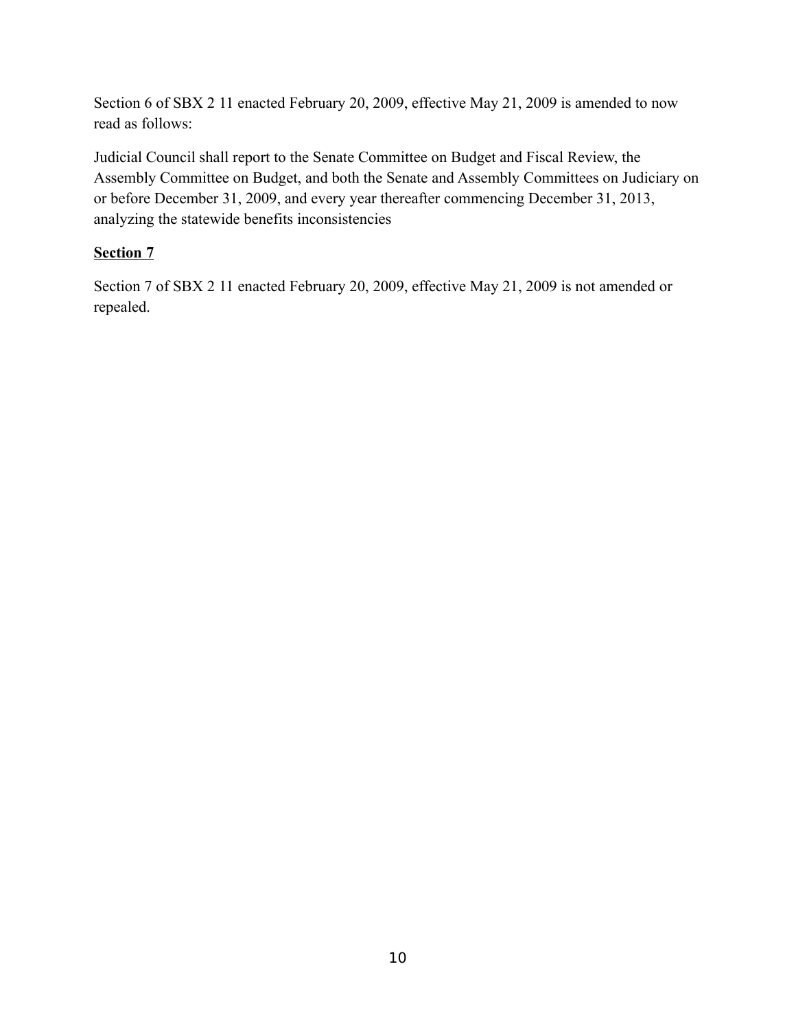Section 6 of SBX 2 11 enacted February 20, 2009, effective May 21, 2009 is amended to now read as follows:

Judicial Council shall report to the Senate Committee on Budget and Fiscal Review, the Assembly Committee on Budget, and both the Senate and Assembly Committees on Judiciary on or before December 31, 2009, and every year thereafter commencing December 31, 2013, analyzing the statewide benefits inconsistencies

**Section 7**

Section 7 of SBX 2 11 enacted February 20, 2009, effective May 21, 2009 is not amended or repealed.